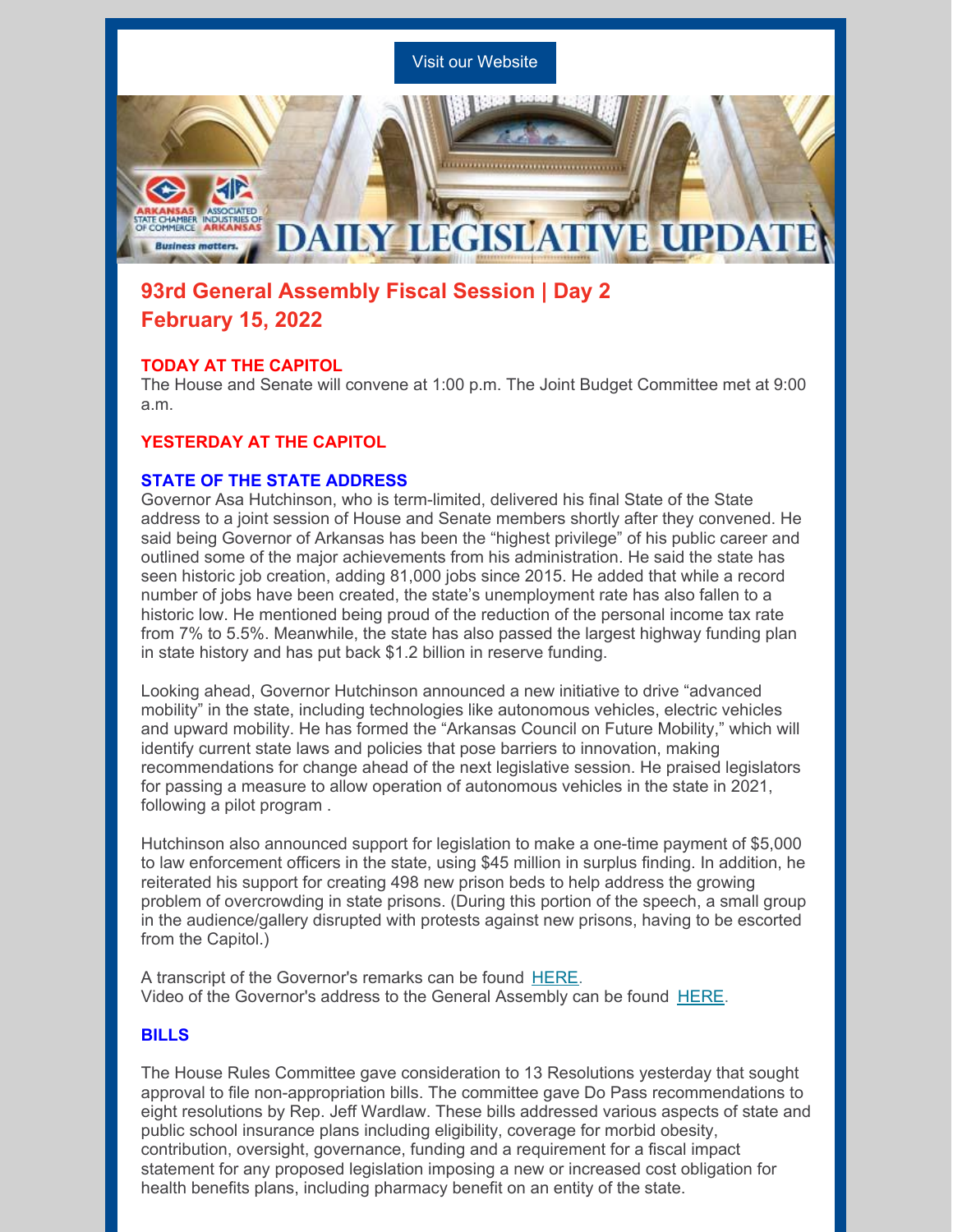Visit our Website

DAILY LEGISLATIVE UPDATE

## 93rd General Assembly Fiscal Session | Day 2
## February 15, 2022

**TODAY AT THE CAPITOL**

The House and Senate will convene at 1:00 p.m. The Joint Budget Committee met at 9:00 a.m.

**YESTERDAY AT THE CAPITOL**

**STATE OF THE STATE ADDRESS**

Governor Asa Hutchinson, who is term-limited, delivered his final State of the State address to a joint session of House and Senate members shortly after they convened. He said being Governor of Arkansas has been the "highest privilege" of his public career and outlined some of the major achievements from his administration. He said the state has seen historic job creation, adding 81,000 jobs since 2015. He added that while a record number of jobs have been created, the state's unemployment rate has also fallen to a historic low. He mentioned being proud of the reduction of the personal income tax rate from 7% to 5.5%. Meanwhile, the state has also passed the largest highway funding plan in state history and has put back $1.2 billion in reserve funding.

Looking ahead, Governor Hutchinson announced a new initiative to drive "advanced mobility" in the state, including technologies like autonomous vehicles, electric vehicles and upward mobility. He has formed the "Arkansas Council on Future Mobility," which will identify current state laws and policies that pose barriers to innovation, making recommendations for change ahead of the next legislative session. He praised legislators for passing a measure to allow operation of autonomous vehicles in the state in 2021, following a pilot program .

Hutchinson also announced support for legislation to make a one-time payment of $5,000 to law enforcement officers in the state, using $45 million in surplus finding. In addition, he reiterated his support for creating 498 new prison beds to help address the growing problem of overcrowding in state prisons. (During this portion of the speech, a small group in the audience/gallery disrupted with protests against new prisons, having to be escorted from the Capitol.)

A transcript of the Governor's remarks can be found HERE.
Video of the Governor's address to the General Assembly can be found HERE.

**BILLS**

The House Rules Committee gave consideration to 13 Resolutions yesterday that sought approval to file non-appropriation bills. The committee gave Do Pass recommendations to eight resolutions by Rep. Jeff Wardlaw. These bills addressed various aspects of state and public school insurance plans including eligibility, coverage for morbid obesity, contribution, oversight, governance, funding and a requirement for a fiscal impact statement for any proposed legislation imposing a new or increased cost obligation for health benefits plans, including pharmacy benefit on an entity of the state.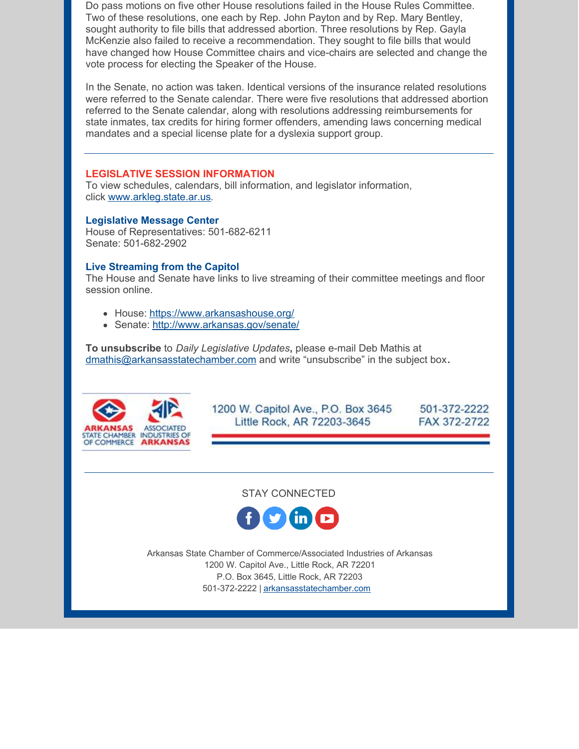Do pass motions on five other House resolutions failed in the House Rules Committee. Two of these resolutions, one each by Rep. John Payton and by Rep. Mary Bentley, sought authority to file bills that addressed abortion. Three resolutions by Rep. Gayla McKenzie also failed to receive a recommendation. They sought to file bills that would have changed how House Committee chairs and vice-chairs are selected and change the vote process for electing the Speaker of the House.

In the Senate, no action was taken. Identical versions of the insurance related resolutions were referred to the Senate calendar. There were five resolutions that addressed abortion referred to the Senate calendar, along with resolutions addressing reimbursements for state inmates, tax credits for hiring former offenders, amending laws concerning medical mandates and a special license plate for a dyslexia support group.

---

## LEGISLATIVE SESSION INFORMATION

To view schedules, calendars, bill information, and legislator information, click www.arkleg.state.ar.us.

### Legislative Message Center

House of Representatives: 501-682-6211
Senate: 501-682-2902

### Live Streaming from the Capitol

The House and Senate have links to live streaming of their committee meetings and floor session online.

- House: https://www.arkansashouse.org/
- Senate: http://www.arkansas.gov/senate/

**To unsubscribe** to *Daily Legislative Updates***,** please e-mail Deb Mathis at dmathis@arkansasstatechamber.com and write "unsubscribe" in the subject box**.**

ARKANSAS STATE CHAMBER OF COMMERCE | ASSOCIATED INDUSTRIES OF ARKANSAS

1200 W. Capitol Ave., P.O. Box 3645
Little Rock, AR 72203-3645

501-372-2222
FAX 372-2722

---

STAY CONNECTED

Arkansas State Chamber of Commerce/Associated Industries of Arkansas
1200 W. Capitol Ave., Little Rock, AR 72201
P.O. Box 3645, Little Rock, AR 72203
501-372-2222 | arkansasstatechamber.com